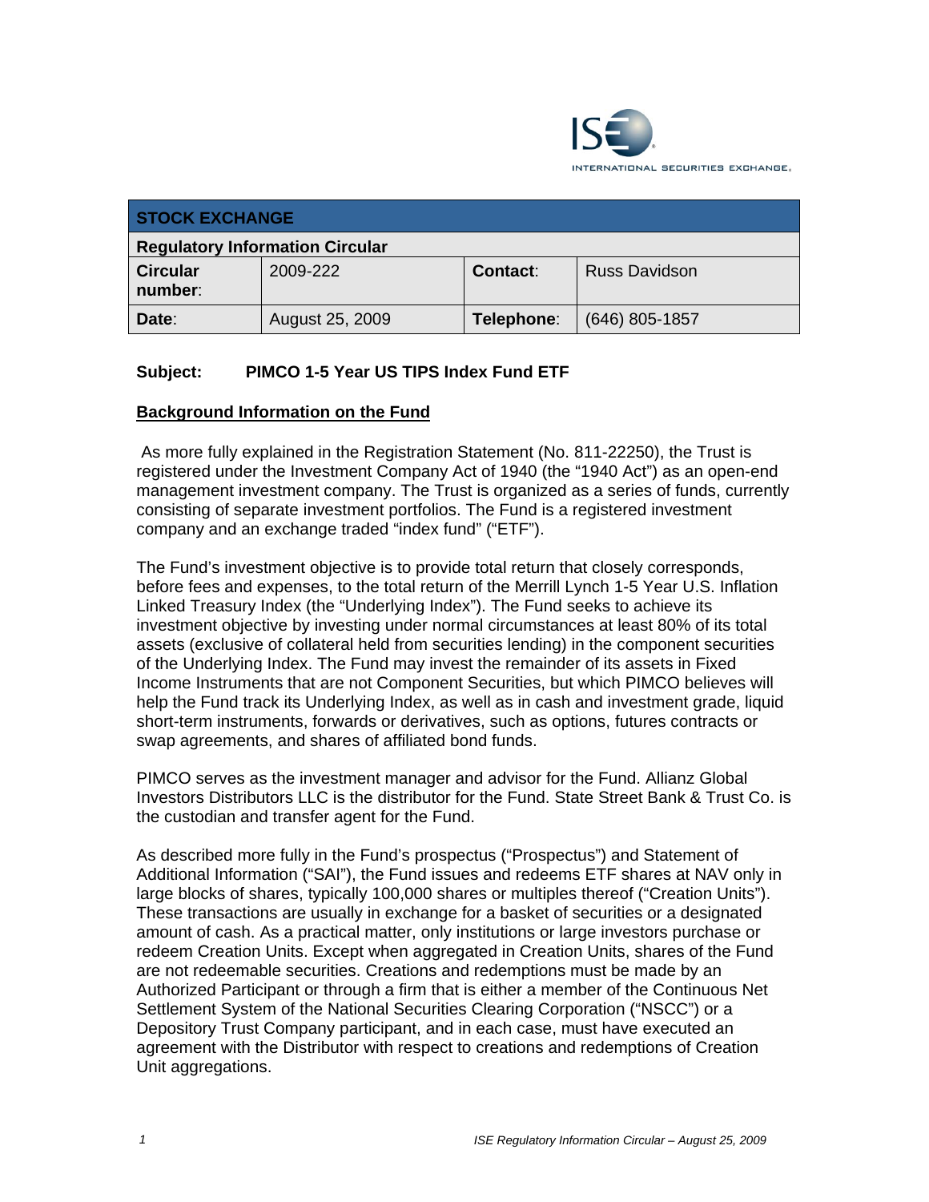| STOCK EXCHANGE | | | |
| --- | --- | --- | --- |
| **Regulatory Information Circular** | | | |
| **Circular number**: | 2009-222 | **Contact**: | Russ Davidson |
| **Date**: | August 25, 2009 | **Telephone**: | (646) 805-1857 |

**Subject: PIMCO 1-5 Year US TIPS Index Fund ETF**

## Background Information on the Fund

As more fully explained in the Registration Statement (No. 811-22250), the Trust is registered under the Investment Company Act of 1940 (the "1940 Act") as an open-end management investment company. The Trust is organized as a series of funds, currently consisting of separate investment portfolios. The Fund is a registered investment company and an exchange traded "index fund" ("ETF").

The Fund's investment objective is to provide total return that closely corresponds, before fees and expenses, to the total return of the Merrill Lynch 1-5 Year U.S. Inflation Linked Treasury Index (the "Underlying Index"). The Fund seeks to achieve its investment objective by investing under normal circumstances at least 80% of its total assets (exclusive of collateral held from securities lending) in the component securities of the Underlying Index. The Fund may invest the remainder of its assets in Fixed Income Instruments that are not Component Securities, but which PIMCO believes will help the Fund track its Underlying Index, as well as in cash and investment grade, liquid short-term instruments, forwards or derivatives, such as options, futures contracts or swap agreements, and shares of affiliated bond funds.

PIMCO serves as the investment manager and advisor for the Fund. Allianz Global Investors Distributors LLC is the distributor for the Fund. State Street Bank & Trust Co. is the custodian and transfer agent for the Fund.

As described more fully in the Fund's prospectus ("Prospectus") and Statement of Additional Information ("SAI"), the Fund issues and redeems ETF shares at NAV only in large blocks of shares, typically 100,000 shares or multiples thereof ("Creation Units"). These transactions are usually in exchange for a basket of securities or a designated amount of cash. As a practical matter, only institutions or large investors purchase or redeem Creation Units. Except when aggregated in Creation Units, shares of the Fund are not redeemable securities. Creations and redemptions must be made by an Authorized Participant or through a firm that is either a member of the Continuous Net Settlement System of the National Securities Clearing Corporation ("NSCC") or a Depository Trust Company participant, and in each case, must have executed an agreement with the Distributor with respect to creations and redemptions of Creation Unit aggregations.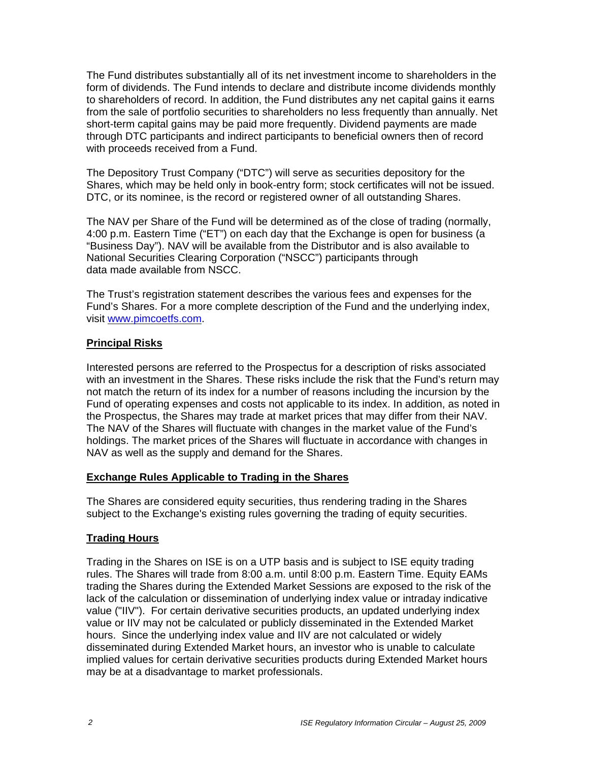The Fund distributes substantially all of its net investment income to shareholders in the form of dividends. The Fund intends to declare and distribute income dividends monthly to shareholders of record. In addition, the Fund distributes any net capital gains it earns from the sale of portfolio securities to shareholders no less frequently than annually. Net short-term capital gains may be paid more frequently. Dividend payments are made through DTC participants and indirect participants to beneficial owners then of record with proceeds received from a Fund.

The Depository Trust Company ("DTC") will serve as securities depository for the Shares, which may be held only in book-entry form; stock certificates will not be issued. DTC, or its nominee, is the record or registered owner of all outstanding Shares.

The NAV per Share of the Fund will be determined as of the close of trading (normally, 4:00 p.m. Eastern Time ("ET") on each day that the Exchange is open for business (a "Business Day"). NAV will be available from the Distributor and is also available to National Securities Clearing Corporation ("NSCC") participants through data made available from NSCC.

The Trust's registration statement describes the various fees and expenses for the Fund's Shares. For a more complete description of the Fund and the underlying index, visit www.pimcoetfs.com.

**Principal Risks**

Interested persons are referred to the Prospectus for a description of risks associated with an investment in the Shares. These risks include the risk that the Fund's return may not match the return of its index for a number of reasons including the incursion by the Fund of operating expenses and costs not applicable to its index. In addition, as noted in the Prospectus, the Shares may trade at market prices that may differ from their NAV. The NAV of the Shares will fluctuate with changes in the market value of the Fund's holdings. The market prices of the Shares will fluctuate in accordance with changes in NAV as well as the supply and demand for the Shares.

**Exchange Rules Applicable to Trading in the Shares**

The Shares are considered equity securities, thus rendering trading in the Shares subject to the Exchange's existing rules governing the trading of equity securities.

**Trading Hours**

Trading in the Shares on ISE is on a UTP basis and is subject to ISE equity trading rules. The Shares will trade from 8:00 a.m. until 8:00 p.m. Eastern Time. Equity EAMs trading the Shares during the Extended Market Sessions are exposed to the risk of the lack of the calculation or dissemination of underlying index value or intraday indicative value ("IIV"). For certain derivative securities products, an updated underlying index value or IIV may not be calculated or publicly disseminated in the Extended Market hours. Since the underlying index value and IIV are not calculated or widely disseminated during Extended Market hours, an investor who is unable to calculate implied values for certain derivative securities products during Extended Market hours may be at a disadvantage to market professionals.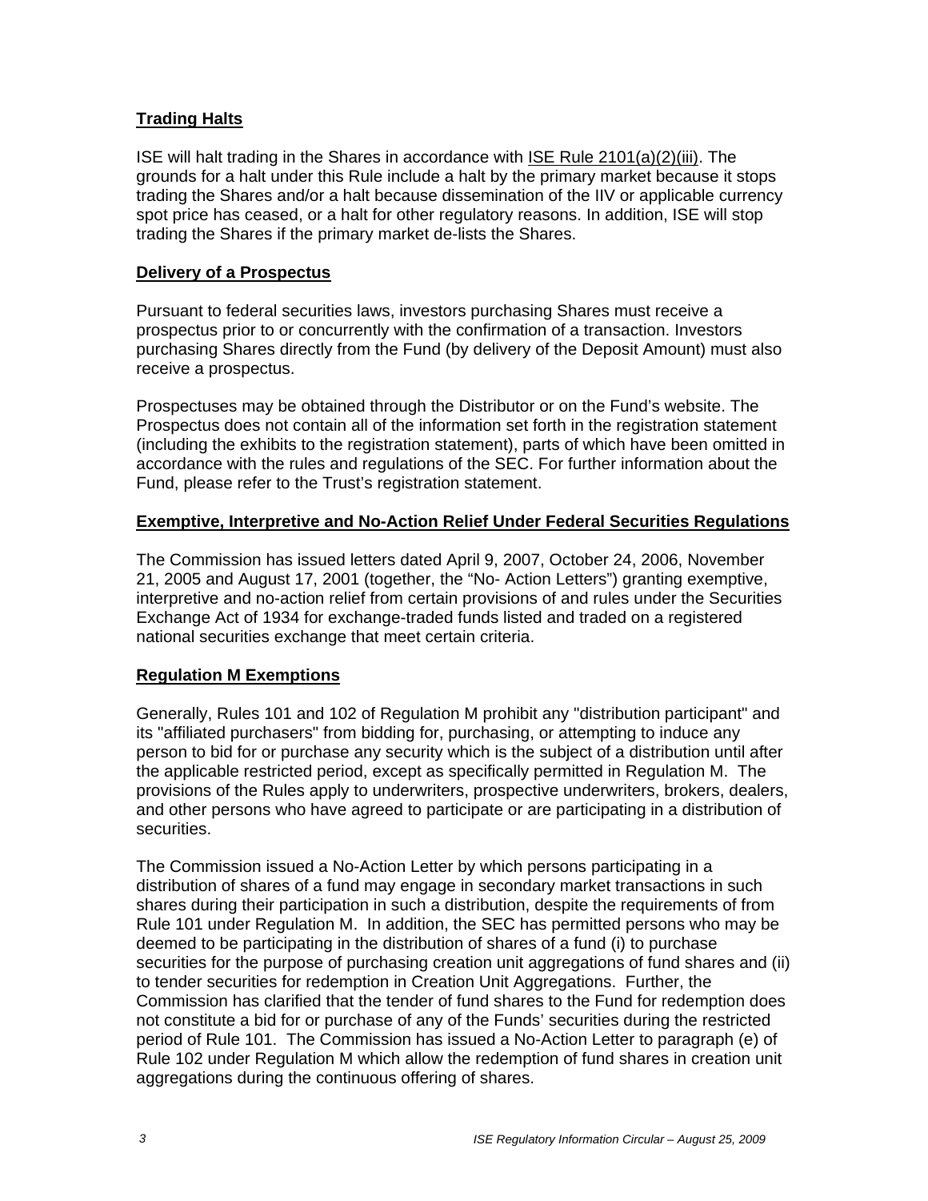## Trading Halts

ISE will halt trading in the Shares in accordance with ISE Rule 2101(a)(2)(iii). The grounds for a halt under this Rule include a halt by the primary market because it stops trading the Shares and/or a halt because dissemination of the IIV or applicable currency spot price has ceased, or a halt for other regulatory reasons. In addition, ISE will stop trading the Shares if the primary market de-lists the Shares.

## Delivery of a Prospectus

Pursuant to federal securities laws, investors purchasing Shares must receive a prospectus prior to or concurrently with the confirmation of a transaction. Investors purchasing Shares directly from the Fund (by delivery of the Deposit Amount) must also receive a prospectus.

Prospectuses may be obtained through the Distributor or on the Fund's website. The Prospectus does not contain all of the information set forth in the registration statement (including the exhibits to the registration statement), parts of which have been omitted in accordance with the rules and regulations of the SEC. For further information about the Fund, please refer to the Trust's registration statement.

## Exemptive, Interpretive and No-Action Relief Under Federal Securities Regulations

The Commission has issued letters dated April 9, 2007, October 24, 2006, November 21, 2005 and August 17, 2001 (together, the "No- Action Letters") granting exemptive, interpretive and no-action relief from certain provisions of and rules under the Securities Exchange Act of 1934 for exchange-traded funds listed and traded on a registered national securities exchange that meet certain criteria.

## Regulation M Exemptions

Generally, Rules 101 and 102 of Regulation M prohibit any "distribution participant" and its "affiliated purchasers" from bidding for, purchasing, or attempting to induce any person to bid for or purchase any security which is the subject of a distribution until after the applicable restricted period, except as specifically permitted in Regulation M. The provisions of the Rules apply to underwriters, prospective underwriters, brokers, dealers, and other persons who have agreed to participate or are participating in a distribution of securities.

The Commission issued a No-Action Letter by which persons participating in a distribution of shares of a fund may engage in secondary market transactions in such shares during their participation in such a distribution, despite the requirements of from Rule 101 under Regulation M. In addition, the SEC has permitted persons who may be deemed to be participating in the distribution of shares of a fund (i) to purchase securities for the purpose of purchasing creation unit aggregations of fund shares and (ii) to tender securities for redemption in Creation Unit Aggregations. Further, the Commission has clarified that the tender of fund shares to the Fund for redemption does not constitute a bid for or purchase of any of the Funds' securities during the restricted period of Rule 101. The Commission has issued a No-Action Letter to paragraph (e) of Rule 102 under Regulation M which allow the redemption of fund shares in creation unit aggregations during the continuous offering of shares.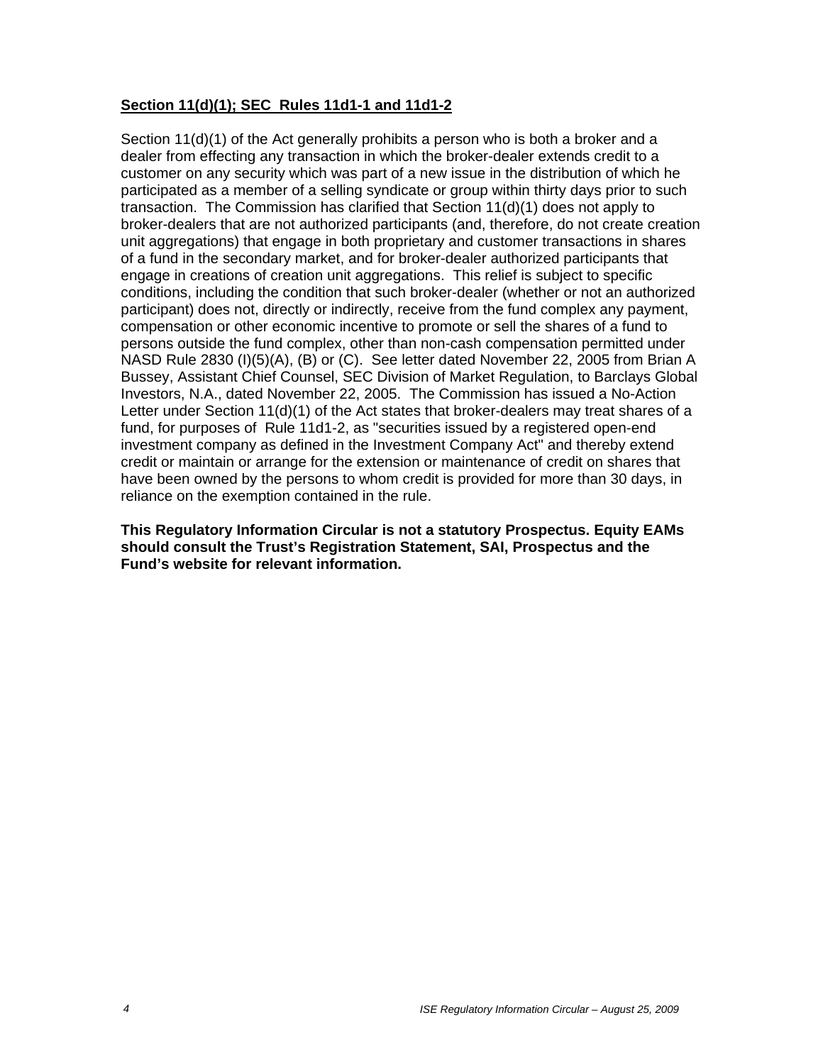**Section 11(d)(1); SEC Rules 11d1-1 and 11d1-2**

Section 11(d)(1) of the Act generally prohibits a person who is both a broker and a dealer from effecting any transaction in which the broker-dealer extends credit to a customer on any security which was part of a new issue in the distribution of which he participated as a member of a selling syndicate or group within thirty days prior to such transaction. The Commission has clarified that Section 11(d)(1) does not apply to broker-dealers that are not authorized participants (and, therefore, do not create creation unit aggregations) that engage in both proprietary and customer transactions in shares of a fund in the secondary market, and for broker-dealer authorized participants that engage in creations of creation unit aggregations. This relief is subject to specific conditions, including the condition that such broker-dealer (whether or not an authorized participant) does not, directly or indirectly, receive from the fund complex any payment, compensation or other economic incentive to promote or sell the shares of a fund to persons outside the fund complex, other than non-cash compensation permitted under NASD Rule 2830 (I)(5)(A), (B) or (C). See letter dated November 22, 2005 from Brian A Bussey, Assistant Chief Counsel, SEC Division of Market Regulation, to Barclays Global Investors, N.A., dated November 22, 2005. The Commission has issued a No-Action Letter under Section 11(d)(1) of the Act states that broker-dealers may treat shares of a fund, for purposes of Rule 11d1-2, as "securities issued by a registered open-end investment company as defined in the Investment Company Act" and thereby extend credit or maintain or arrange for the extension or maintenance of credit on shares that have been owned by the persons to whom credit is provided for more than 30 days, in reliance on the exemption contained in the rule.

**This Regulatory Information Circular is not a statutory Prospectus. Equity EAMs should consult the Trust's Registration Statement, SAI, Prospectus and the Fund's website for relevant information.**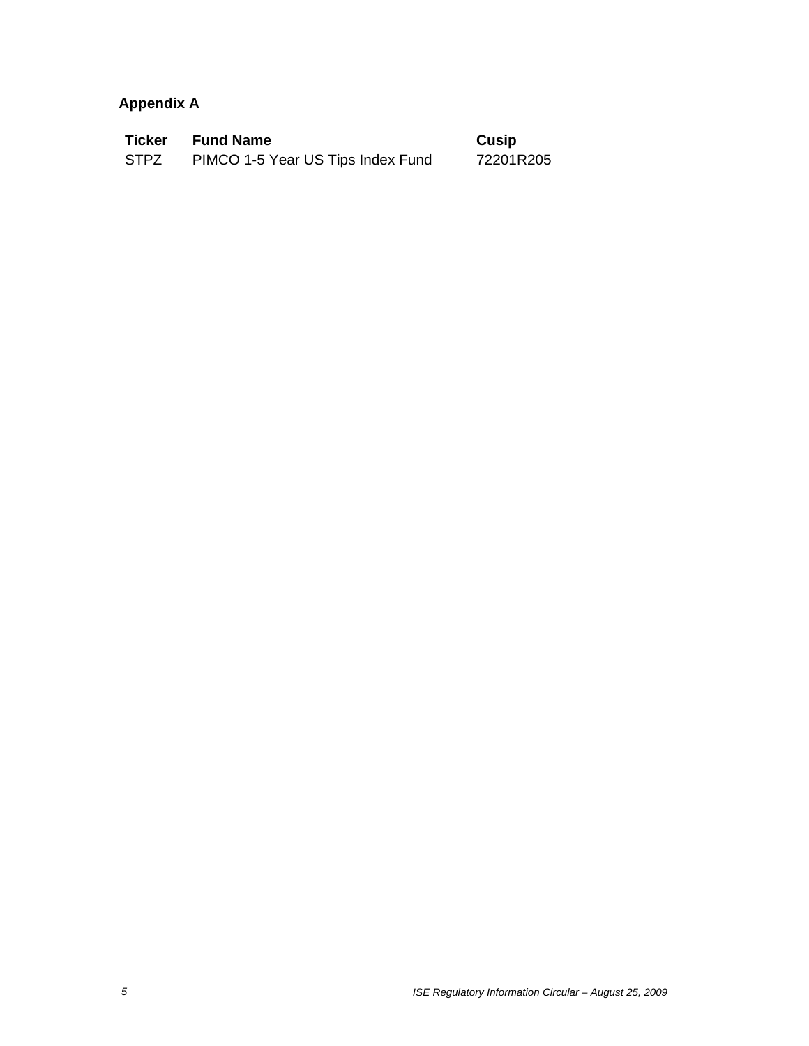## Appendix A

| Ticker | Fund Name | Cusip |
|---|---|---|
| STPZ | PIMCO 1-5 Year US Tips Index Fund | 72201R205 |